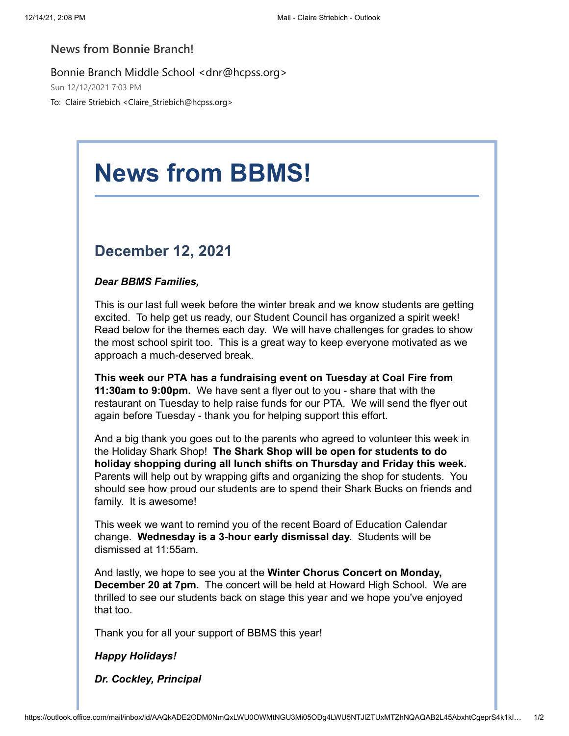News from Bonnie Branch!

Bonnie Branch Middle School <dnr@hcpss.org>

Sun 12/12/2021 7:03 PM

To: Claire Striebich <Claire_Striebich@hcpss.org>

# News from BBMS!

## December 12, 2021

***Dear BBMS Families,***

This is our last full week before the winter break and we know students are getting excited. To help get us ready, our Student Council has organized a spirit week! Read below for the themes each day. We will have challenges for grades to show the most school spirit too. This is a great way to keep everyone motivated as we approach a much-deserved break.

**This week our PTA has a fundraising event on Tuesday at Coal Fire from 11:30am to 9:00pm.** We have sent a flyer out to you - share that with the restaurant on Tuesday to help raise funds for our PTA. We will send the flyer out again before Tuesday - thank you for helping support this effort.

And a big thank you goes out to the parents who agreed to volunteer this week in the Holiday Shark Shop! **The Shark Shop will be open for students to do holiday shopping during all lunch shifts on Thursday and Friday this week.** Parents will help out by wrapping gifts and organizing the shop for students. You should see how proud our students are to spend their Shark Bucks on friends and family. It is awesome!

This week we want to remind you of the recent Board of Education Calendar change. **Wednesday is a 3-hour early dismissal day.** Students will be dismissed at 11:55am.

And lastly, we hope to see you at the **Winter Chorus Concert on Monday, December 20 at 7pm.** The concert will be held at Howard High School. We are thrilled to see our students back on stage this year and we hope you've enjoyed that too.

Thank you for all your support of BBMS this year!

***Happy Holidays!***

***Dr. Cockley, Principal***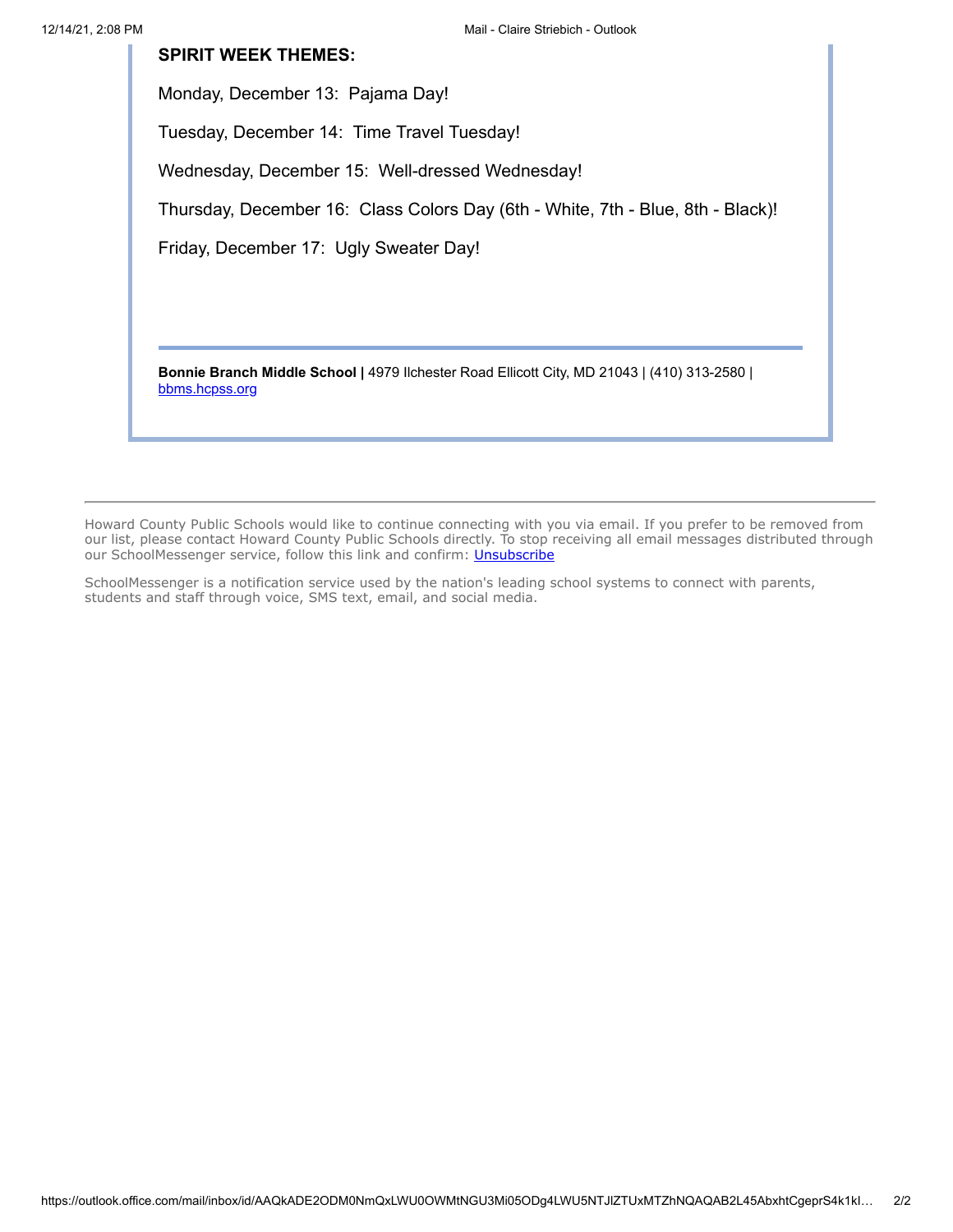**SPIRIT WEEK THEMES:**

Monday, December 13: Pajama Day!

Tuesday, December 14: Time Travel Tuesday!

Wednesday, December 15: Well-dressed Wednesday!

Thursday, December 16: Class Colors Day (6th - White, 7th - Blue, 8th - Black)!

Friday, December 17: Ugly Sweater Day!

---

**Bonnie Branch Middle School |** 4979 Ilchester Road Ellicott City, MD 21043 | (410) 313-2580 | bbms.hcpss.org

---

Howard County Public Schools would like to continue connecting with you via email. If you prefer to be removed from our list, please contact Howard County Public Schools directly. To stop receiving all email messages distributed through our SchoolMessenger service, follow this link and confirm: Unsubscribe

SchoolMessenger is a notification service used by the nation's leading school systems to connect with parents, students and staff through voice, SMS text, email, and social media.